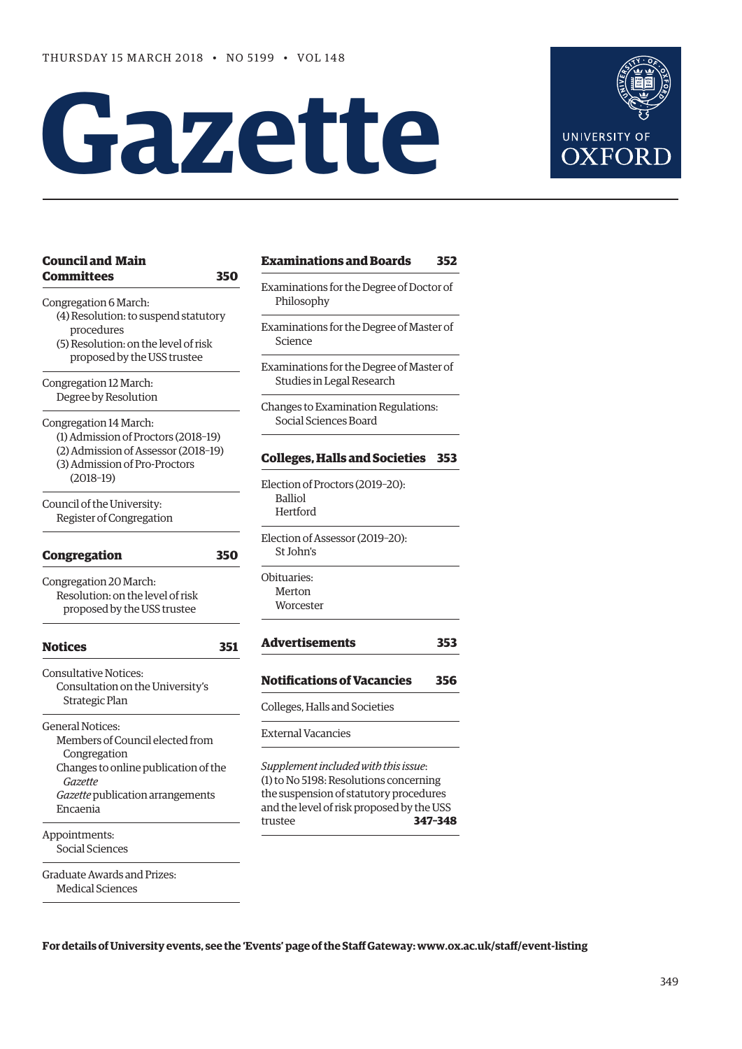THURSDAY 15 MARCH 2018 • NO 5199 • VOL 148

# Gazette

UNIVERSITY OF OXFORD

## Council and Main Committees 350

Congregation 6 March:
- (4) Resolution: to suspend statutory procedures
- (5) Resolution: on the level of risk proposed by the USS trustee

Congregation 12 March:
- Degree by Resolution

Congregation 14 March:
- (1) Admission of Proctors (2018–19)
- (2) Admission of Assessor (2018–19)
- (3) Admission of Pro-Proctors (2018–19)

Council of the University:
- Register of Congregation

## Congregation 350

Congregation 20 March:
- Resolution: on the level of risk proposed by the USS trustee

## Notices 351

Consultative Notices:
- Consultation on the University's Strategic Plan

General Notices:
- Members of Council elected from Congregation
- Changes to online publication of the *Gazette*
- *Gazette* publication arrangements
- Encaenia

Appointments:
- Social Sciences

Graduate Awards and Prizes:
- Medical Sciences

## Examinations and Boards 352

Examinations for the Degree of Doctor of Philosophy

Examinations for the Degree of Master of Science

Examinations for the Degree of Master of Studies in Legal Research

Changes to Examination Regulations:
- Social Sciences Board

## Colleges, Halls and Societies 353

Election of Proctors (2019–20):
- Balliol
- Hertford

Election of Assessor (2019–20):
- St John's

Obituaries:
- Merton
- Worcester

## Advertisements 353

## Notifications of Vacancies 356

Colleges, Halls and Societies

External Vacancies

*Supplement included with this issue*:
(1) to No 5198: Resolutions concerning the suspension of statutory procedures and the level of risk proposed by the USS trustee **347–348**

**For details of University events, see the 'Events' page of the Staff Gateway: www.ox.ac.uk/staff/event-listing**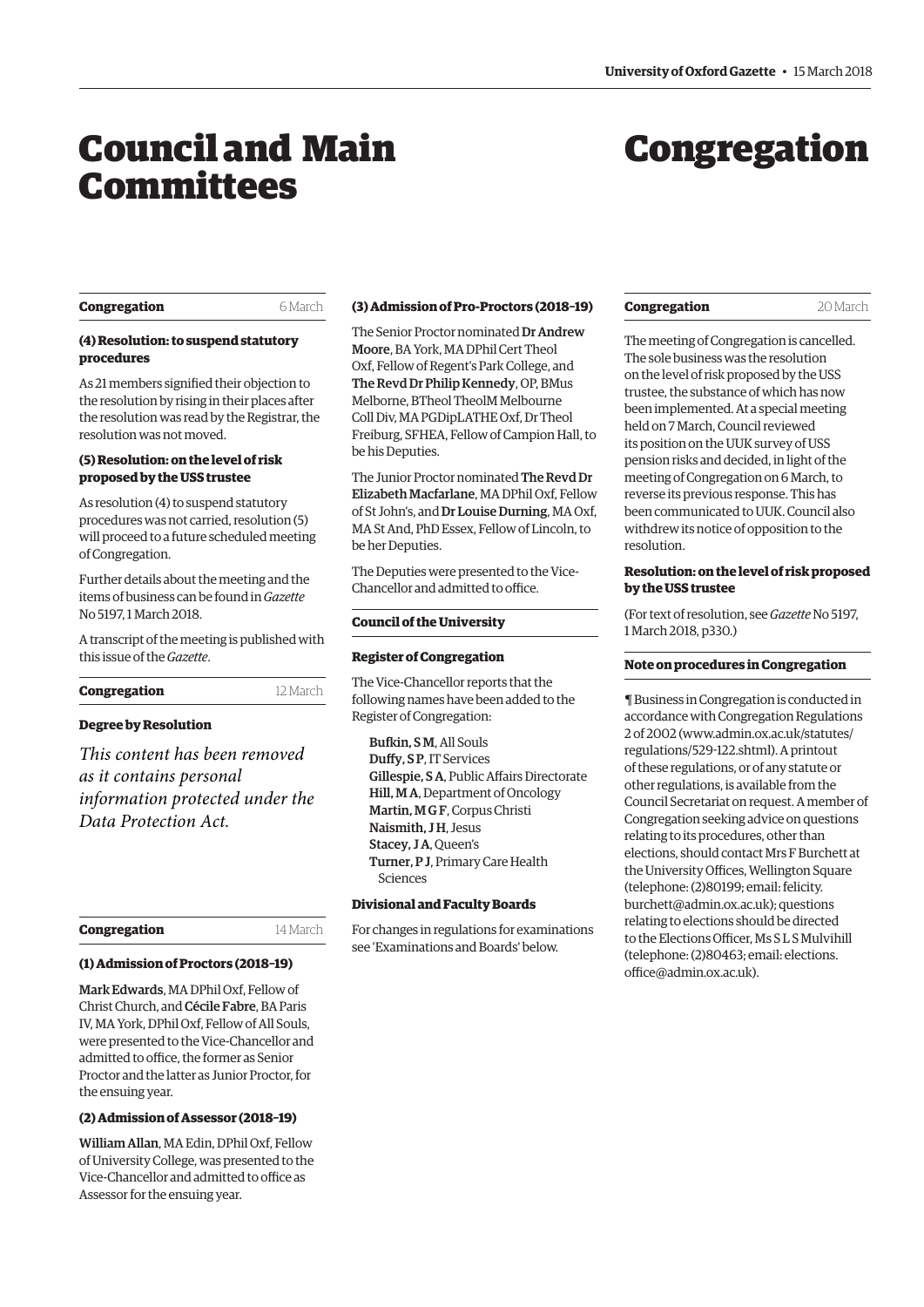# Council and Main Committees

# Congregation

### Congregation — 6 March

**(4) Resolution: to suspend statutory procedures**

As 21 members signified their objection to the resolution by rising in their places after the resolution was read by the Registrar, the resolution was not moved.

**(5) Resolution: on the level of risk proposed by the USS trustee**

As resolution (4) to suspend statutory procedures was not carried, resolution (5) will proceed to a future scheduled meeting of Congregation.

Further details about the meeting and the items of business can be found in *Gazette* No 5197, 1 March 2018.

A transcript of the meeting is published with this issue of the *Gazette*.

### Congregation — 12 March

**Degree by Resolution**

*This content has been removed as it contains personal information protected under the Data Protection Act.*

### Congregation — 14 March

**(1) Admission of Proctors (2018–19)**

**Mark Edwards**, MA DPhil Oxf, Fellow of Christ Church, and **Cécile Fabre**, BA Paris IV, MA York, DPhil Oxf, Fellow of All Souls, were presented to the Vice-Chancellor and admitted to office, the former as Senior Proctor and the latter as Junior Proctor, for the ensuing year.

**(2) Admission of Assessor (2018–19)**

**William Allan**, MA Edin, DPhil Oxf, Fellow of University College, was presented to the Vice-Chancellor and admitted to office as Assessor for the ensuing year.

**(3) Admission of Pro-Proctors (2018–19)**

The Senior Proctor nominated **Dr Andrew Moore**, BA York, MA DPhil Cert Theol Oxf, Fellow of Regent's Park College, and **The Revd Dr Philip Kennedy**, OP, BMus Melborne, BTheol TheolM Melbourne Coll Div, MA PGDipLATHE Oxf, Dr Theol Freiburg, SFHEA, Fellow of Campion Hall, to be his Deputies.

The Junior Proctor nominated **The Revd Dr Elizabeth Macfarlane**, MA DPhil Oxf, Fellow of St John's, and **Dr Louise Durning**, MA Oxf, MA St And, PhD Essex, Fellow of Lincoln, to be her Deputies.

The Deputies were presented to the Vice-Chancellor and admitted to office.

### Council of the University

**Register of Congregation**

The Vice-Chancellor reports that the following names have been added to the Register of Congregation:

- **Bufkin, S M**, All Souls
- **Duffy, S P**, IT Services
- **Gillespie, S A**, Public Affairs Directorate
- **Hill, M A**, Department of Oncology
- **Martin, M G F**, Corpus Christi
- **Naismith, J H**, Jesus
- **Stacey, J A**, Queen's
- **Turner, P J**, Primary Care Health Sciences

**Divisional and Faculty Boards**

For changes in regulations for examinations see 'Examinations and Boards' below.

### Congregation — 20 March

The meeting of Congregation is cancelled. The sole business was the resolution on the level of risk proposed by the USS trustee, the substance of which has now been implemented. At a special meeting held on 7 March, Council reviewed its position on the UUK survey of USS pension risks and decided, in light of the meeting of Congregation on 6 March, to reverse its previous response. This has been communicated to UUK. Council also withdrew its notice of opposition to the resolution.

**Resolution: on the level of risk proposed by the USS trustee**

(For text of resolution, see *Gazette* No 5197, 1 March 2018, p330.)

**Note on procedures in Congregation**

¶ Business in Congregation is conducted in accordance with Congregation Regulations 2 of 2002 (www.admin.ox.ac.uk/statutes/regulations/529-122.shtml). A printout of these regulations, or of any statute or other regulations, is available from the Council Secretariat on request. A member of Congregation seeking advice on questions relating to its procedures, other than elections, should contact Mrs F Burchett at the University Offices, Wellington Square (telephone: (2)80199; email: felicity.burchett@admin.ox.ac.uk); questions relating to elections should be directed to the Elections Officer, Ms S L S Mulvihill (telephone: (2)80463; email: elections.office@admin.ox.ac.uk).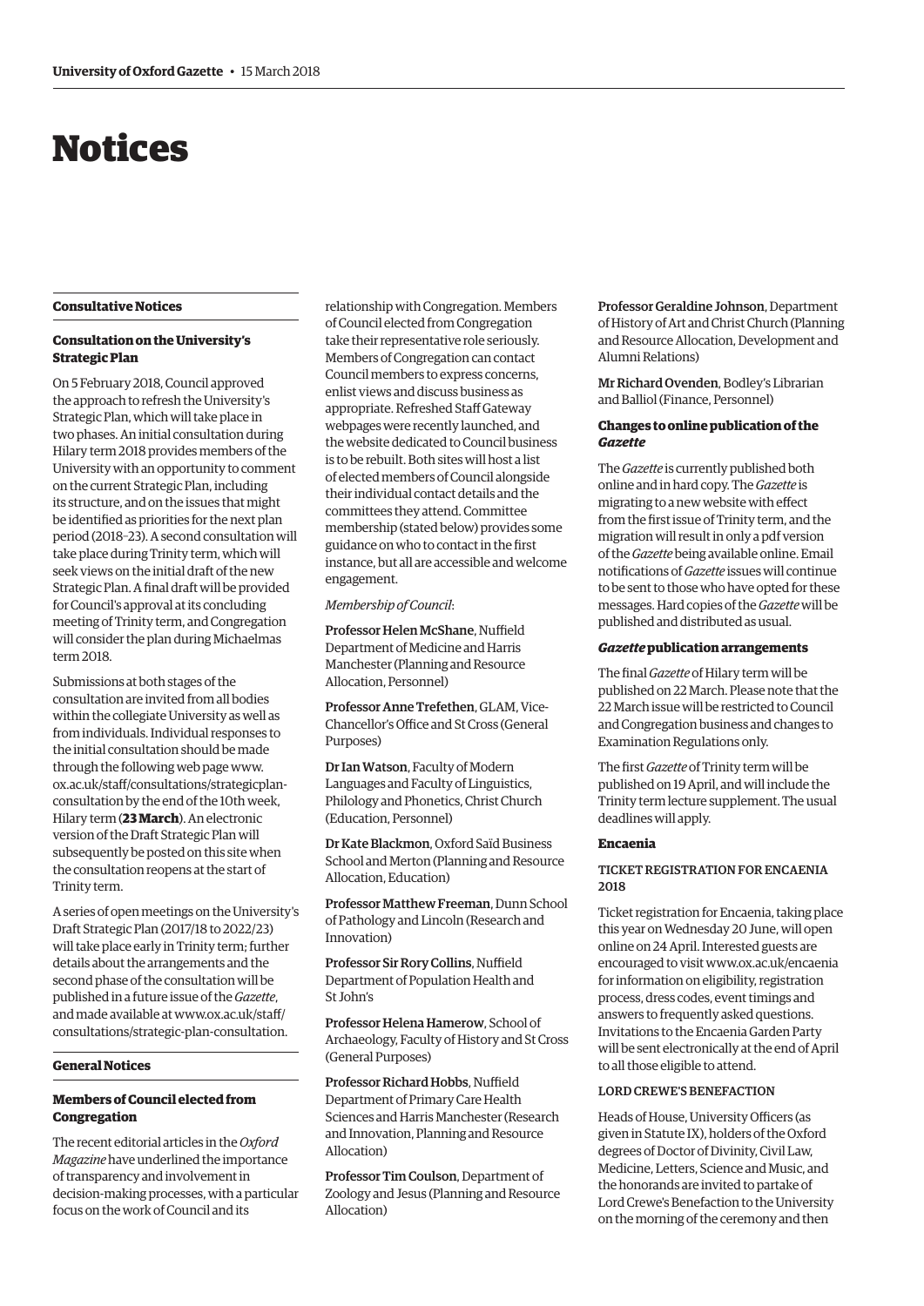# Notices

## Consultative Notices

### Consultation on the University's Strategic Plan

On 5 February 2018, Council approved the approach to refresh the University's Strategic Plan, which will take place in two phases. An initial consultation during Hilary term 2018 provides members of the University with an opportunity to comment on the current Strategic Plan, including its structure, and on the issues that might be identified as priorities for the next plan period (2018–23). A second consultation will take place during Trinity term, which will seek views on the initial draft of the new Strategic Plan. A final draft will be provided for Council's approval at its concluding meeting of Trinity term, and Congregation will consider the plan during Michaelmas term 2018.

Submissions at both stages of the consultation are invited from all bodies within the collegiate University as well as from individuals. Individual responses to the initial consultation should be made through the following web page www.ox.ac.uk/staff/consultations/strategicplan-consultation by the end of the 10th week, Hilary term (**23 March**). An electronic version of the Draft Strategic Plan will subsequently be posted on this site when the consultation reopens at the start of Trinity term.

A series of open meetings on the University's Draft Strategic Plan (2017/18 to 2022/23) will take place early in Trinity term; further details about the arrangements and the second phase of the consultation will be published in a future issue of the *Gazette*, and made available at www.ox.ac.uk/staff/consultations/strategic-plan-consultation.

## General Notices

### Members of Council elected from Congregation

The recent editorial articles in the *Oxford Magazine* have underlined the importance of transparency and involvement in decision-making processes, with a particular focus on the work of Council and its relationship with Congregation. Members of Council elected from Congregation take their representative role seriously. Members of Congregation can contact Council members to express concerns, enlist views and discuss business as appropriate. Refreshed Staff Gateway webpages were recently launched, and the website dedicated to Council business is to be rebuilt. Both sites will host a list of elected members of Council alongside their individual contact details and the committees they attend. Committee membership (stated below) provides some guidance on who to contact in the first instance, but all are accessible and welcome engagement.

*Membership of Council*:

Professor Helen McShane, Nuffield Department of Medicine and Harris Manchester (Planning and Resource Allocation, Personnel)

Professor Anne Trefethen, GLAM, Vice-Chancellor's Office and St Cross (General Purposes)

Dr Ian Watson, Faculty of Modern Languages and Faculty of Linguistics, Philology and Phonetics, Christ Church (Education, Personnel)

Dr Kate Blackmon, Oxford Saïd Business School and Merton (Planning and Resource Allocation, Education)

Professor Matthew Freeman, Dunn School of Pathology and Lincoln (Research and Innovation)

Professor Sir Rory Collins, Nuffield Department of Population Health and St John's

Professor Helena Hamerow, School of Archaeology, Faculty of History and St Cross (General Purposes)

Professor Richard Hobbs, Nuffield Department of Primary Care Health Sciences and Harris Manchester (Research and Innovation, Planning and Resource Allocation)

Professor Tim Coulson, Department of Zoology and Jesus (Planning and Resource Allocation)

Professor Geraldine Johnson, Department of History of Art and Christ Church (Planning and Resource Allocation, Development and Alumni Relations)

Mr Richard Ovenden, Bodley's Librarian and Balliol (Finance, Personnel)

### Changes to online publication of the *Gazette*

The *Gazette* is currently published both online and in hard copy. The *Gazette* is migrating to a new website with effect from the first issue of Trinity term, and the migration will result in only a pdf version of the *Gazette* being available online. Email notifications of *Gazette* issues will continue to be sent to those who have opted for these messages. Hard copies of the *Gazette* will be published and distributed as usual.

### *Gazette* publication arrangements

The final *Gazette* of Hilary term will be published on 22 March. Please note that the 22 March issue will be restricted to Council and Congregation business and changes to Examination Regulations only.

The first *Gazette* of Trinity term will be published on 19 April, and will include the Trinity term lecture supplement. The usual deadlines will apply.

### Encaenia

#### TICKET REGISTRATION FOR ENCAENIA 2018

Ticket registration for Encaenia, taking place this year on Wednesday 20 June, will open online on 24 April. Interested guests are encouraged to visit www.ox.ac.uk/encaenia for information on eligibility, registration process, dress codes, event timings and answers to frequently asked questions. Invitations to the Encaenia Garden Party will be sent electronically at the end of April to all those eligible to attend.

#### LORD CREWE'S BENEFACTION

Heads of House, University Officers (as given in Statute IX), holders of the Oxford degrees of Doctor of Divinity, Civil Law, Medicine, Letters, Science and Music, and the honorands are invited to partake of Lord Crewe's Benefaction to the University on the morning of the ceremony and then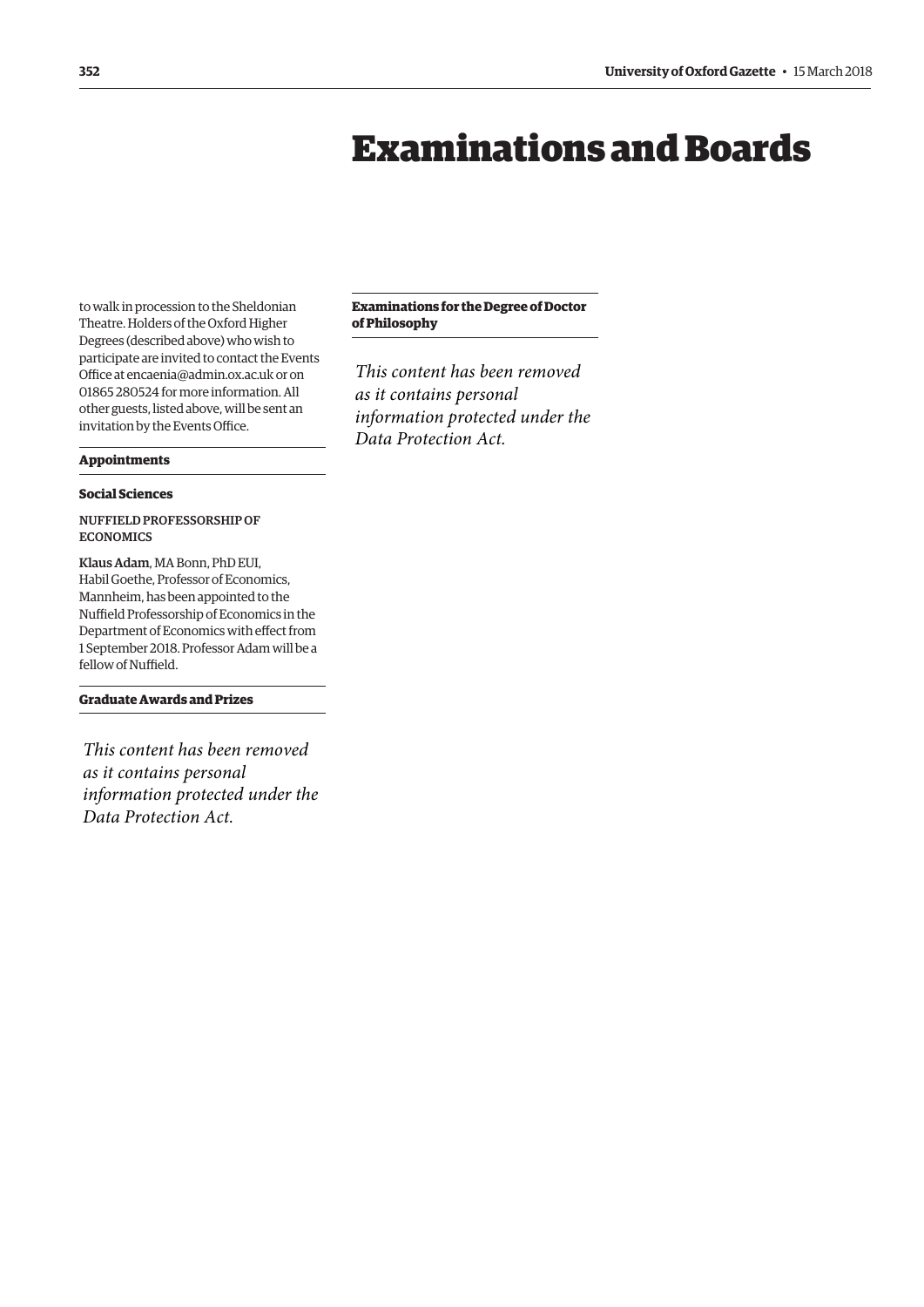# Examinations and Boards

to walk in procession to the Sheldonian Theatre. Holders of the Oxford Higher Degrees (described above) who wish to participate are invited to contact the Events Office at encaenia@admin.ox.ac.uk or on 01865 280524 for more information. All other guests, listed above, will be sent an invitation by the Events Office.

## Appointments

### Social Sciences

NUFFIELD PROFESSORSHIP OF ECONOMICS

**Klaus Adam**, MA Bonn, PhD EUI, Habil Goethe, Professor of Economics, Mannheim, has been appointed to the Nuffield Professorship of Economics in the Department of Economics with effect from 1 September 2018. Professor Adam will be a fellow of Nuffield.

## Graduate Awards and Prizes

*This content has been removed as it contains personal information protected under the Data Protection Act.*

## Examinations for the Degree of Doctor of Philosophy

*This content has been removed as it contains personal information protected under the Data Protection Act.*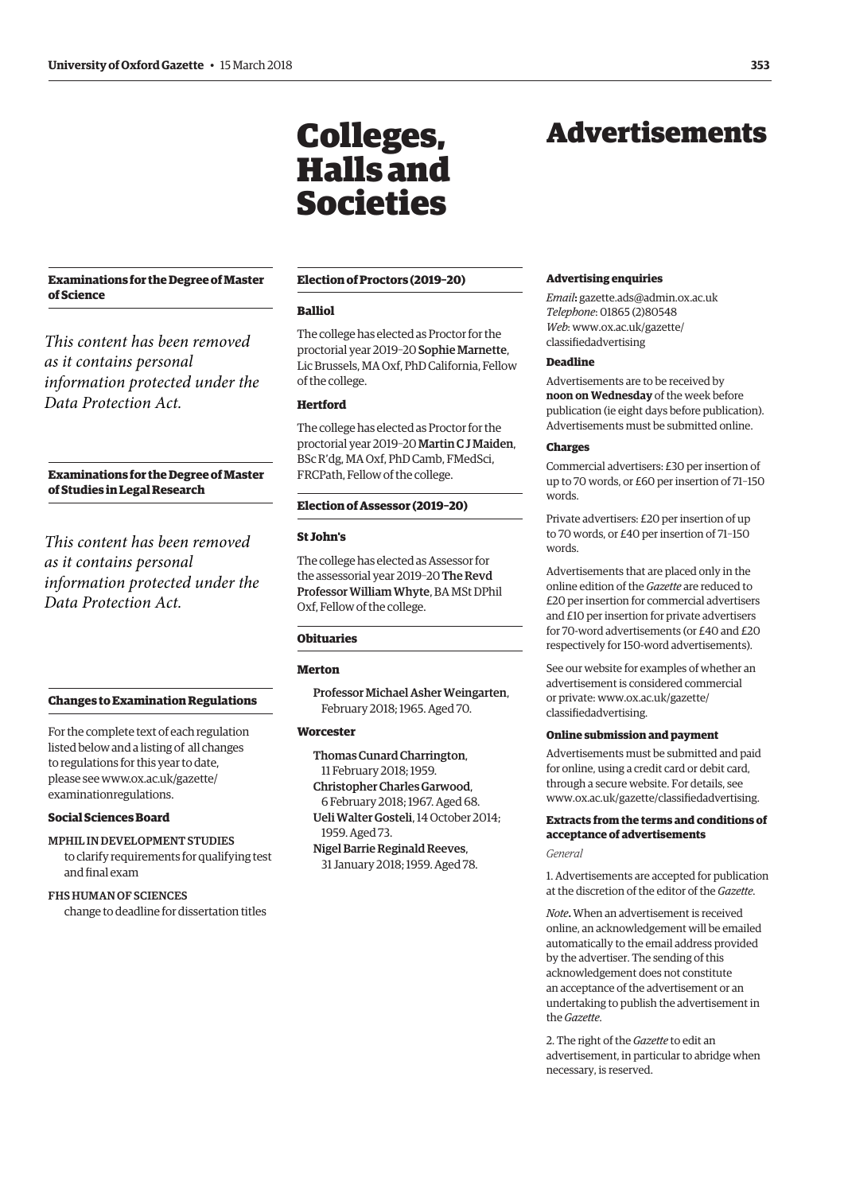### Examinations for the Degree of Master of Science

*This content has been removed as it contains personal information protected under the Data Protection Act.*

### Examinations for the Degree of Master of Studies in Legal Research

*This content has been removed as it contains personal information protected under the Data Protection Act.*

### Changes to Examination Regulations

For the complete text of each regulation listed below and a listing of all changes to regulations for this year to date, please see www.ox.ac.uk/gazette/examinationregulations.

#### Social Sciences Board

MPHIL IN DEVELOPMENT STUDIES
to clarify requirements for qualifying test and final exam

FHS HUMAN OF SCIENCES
change to deadline for dissertation titles

# Colleges, Halls and Societies

### Election of Proctors (2019–20)

#### Balliol

The college has elected as Proctor for the proctorial year 2019–20 **Sophie Marnette**, Lic Brussels, MA Oxf, PhD California, Fellow of the college.

#### Hertford

The college has elected as Proctor for the proctorial year 2019–20 **Martin C J Maiden**, BSc R'dg, MA Oxf, PhD Camb, FMedSci, FRCPath, Fellow of the college.

### Election of Assessor (2019–20)

#### St John's

The college has elected as Assessor for the assessorial year 2019–20 **The Revd Professor William Whyte**, BA MSt DPhil Oxf, Fellow of the college.

### Obituaries

#### Merton

Professor Michael Asher Weingarten, February 2018; 1965. Aged 70.

#### Worcester

Thomas Cunard Charrington, 11 February 2018; 1959.

Christopher Charles Garwood, 6 February 2018; 1967. Aged 68.

Ueli Walter Gosteli, 14 October 2014; 1959. Aged 73.

Nigel Barrie Reginald Reeves, 31 January 2018; 1959. Aged 78.

# Advertisements

#### Advertising enquiries

*Email*: gazette.ads@admin.ox.ac.uk
*Telephone*: 01865 (2)80548
*Web*: www.ox.ac.uk/gazette/classifiedadvertising

#### Deadline

Advertisements are to be received by **noon on Wednesday** of the week before publication (ie eight days before publication). Advertisements must be submitted online.

#### Charges

Commercial advertisers: £30 per insertion of up to 70 words, or £60 per insertion of 71–150 words.

Private advertisers: £20 per insertion of up to 70 words, or £40 per insertion of 71–150 words.

Advertisements that are placed only in the online edition of the *Gazette* are reduced to £20 per insertion for commercial advertisers and £10 per insertion for private advertisers for 70-word advertisements (or £40 and £20 respectively for 150-word advertisements).

See our website for examples of whether an advertisement is considered commercial or private: www.ox.ac.uk/gazette/classifiedadvertising.

#### Online submission and payment

Advertisements must be submitted and paid for online, using a credit card or debit card, through a secure website. For details, see www.ox.ac.uk/gazette/classifiedadvertising.

#### Extracts from the terms and conditions of acceptance of advertisements

*General*

1. Advertisements are accepted for publication at the discretion of the editor of the *Gazette*.

*Note*. When an advertisement is received online, an acknowledgement will be emailed automatically to the email address provided by the advertiser. The sending of this acknowledgement does not constitute an acceptance of the advertisement or an undertaking to publish the advertisement in the *Gazette*.

2. The right of the *Gazette* to edit an advertisement, in particular to abridge when necessary, is reserved.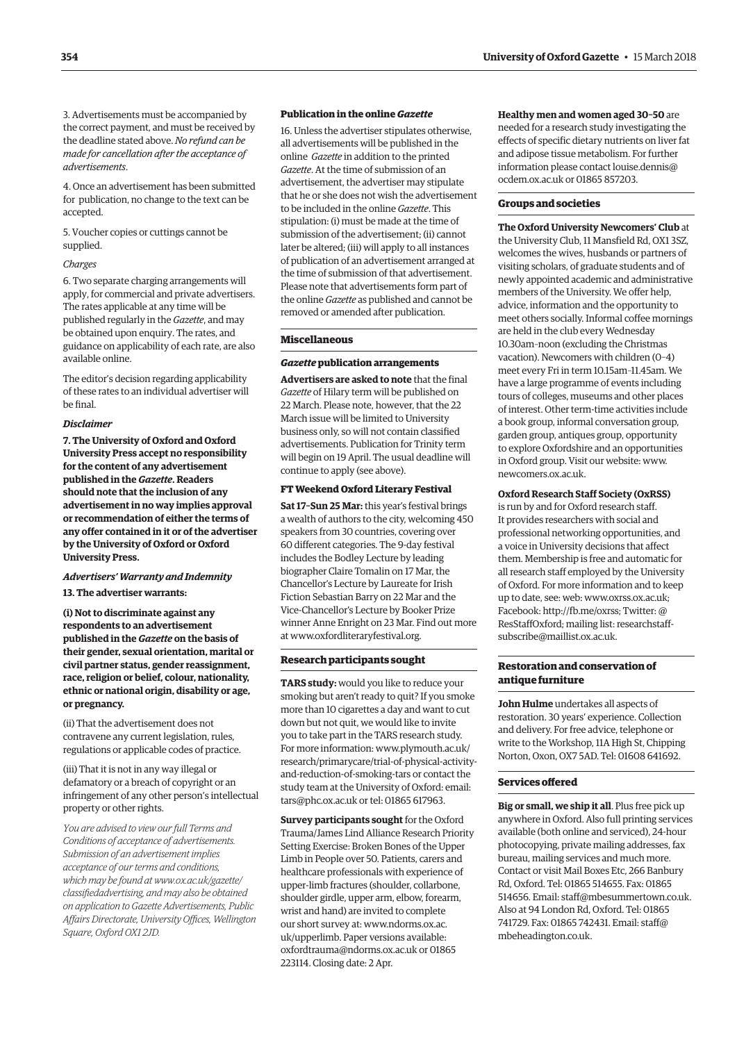3. Advertisements must be accompanied by the correct payment, and must be received by the deadline stated above. *No refund can be made for cancellation after the acceptance of advertisements*.

4. Once an advertisement has been submitted for publication, no change to the text can be accepted.

5. Voucher copies or cuttings cannot be supplied.

*Charges*

6. Two separate charging arrangements will apply, for commercial and private advertisers. The rates applicable at any time will be published regularly in the *Gazette*, and may be obtained upon enquiry. The rates, and guidance on applicability of each rate, are also available online.

The editor's decision regarding applicability of these rates to an individual advertiser will be final.

***Disclaimer***

**7. The University of Oxford and Oxford University Press accept no responsibility for the content of any advertisement published in the *Gazette*. Readers should note that the inclusion of any advertisement in no way implies approval or recommendation of either the terms of any offer contained in it or of the advertiser by the University of Oxford or Oxford University Press.**

***Advertisers' Warranty and Indemnity***

**13. The advertiser warrants:**

**(i) Not to discriminate against any respondents to an advertisement published in the *Gazette* on the basis of their gender, sexual orientation, marital or civil partner status, gender reassignment, race, religion or belief, colour, nationality, ethnic or national origin, disability or age, or pregnancy.**

(ii) That the advertisement does not contravene any current legislation, rules, regulations or applicable codes of practice.

(iii) That it is not in any way illegal or defamatory or a breach of copyright or an infringement of any other person's intellectual property or other rights.

*You are advised to view our full Terms and Conditions of acceptance of advertisements. Submission of an advertisement implies acceptance of our terms and conditions, which may be found at www.ox.ac.uk/gazette/classifiedadvertising, and may also be obtained on application to Gazette Advertisements, Public Affairs Directorate, University Offices, Wellington Square, Oxford OX1 2JD.*

**Publication in the online *Gazette***

16. Unless the advertiser stipulates otherwise, all advertisements will be published in the online *Gazette* in addition to the printed *Gazette*. At the time of submission of an advertisement, the advertiser may stipulate that he or she does not wish the advertisement to be included in the online *Gazette*. This stipulation: (i) must be made at the time of submission of the advertisement; (ii) cannot later be altered; (iii) will apply to all instances of publication of an advertisement arranged at the time of submission of that advertisement. Please note that advertisements form part of the online *Gazette* as published and cannot be removed or amended after publication.

## Miscellaneous

### *Gazette* publication arrangements

**Advertisers are asked to note** that the final *Gazette* of Hilary term will be published on 22 March. Please note, however, that the 22 March issue will be limited to University business only, so will not contain classified advertisements. Publication for Trinity term will begin on 19 April. The usual deadline will continue to apply (see above).

### FT Weekend Oxford Literary Festival

**Sat 17–Sun 25 Mar:** this year's festival brings a wealth of authors to the city, welcoming 450 speakers from 30 countries, covering over 60 different categories. The 9-day festival includes the Bodley Lecture by leading biographer Claire Tomalin on 17 Mar, the Chancellor's Lecture by Laureate for Irish Fiction Sebastian Barry on 22 Mar and the Vice-Chancellor's Lecture by Booker Prize winner Anne Enright on 23 Mar. Find out more at www.oxfordliteraryfestival.org.

## Research participants sought

**TARS study:** would you like to reduce your smoking but aren't ready to quit? If you smoke more than 10 cigarettes a day and want to cut down but not quit, we would like to invite you to take part in the TARS research study. For more information: www.plymouth.ac.uk/research/primarycare/trial-of-physical-activity-and-reduction-of-smoking-tars or contact the study team at the University of Oxford: email: tars@phc.ox.ac.uk or tel: 01865 617963.

**Survey participants sought** for the Oxford Trauma/James Lind Alliance Research Priority Setting Exercise: Broken Bones of the Upper Limb in People over 50. Patients, carers and healthcare professionals with experience of upper-limb fractures (shoulder, collarbone, shoulder girdle, upper arm, elbow, forearm, wrist and hand) are invited to complete our short survey at: www.ndorms.ox.ac.uk/upperlimb. Paper versions available: oxfordtrauma@ndorms.ox.ac.uk or 01865 223114. Closing date: 2 Apr.

**Healthy men and women aged 30–50** are needed for a research study investigating the effects of specific dietary nutrients on liver fat and adipose tissue metabolism. For further information please contact louise.dennis@ocdem.ox.ac.uk or 01865 857203.

## Groups and societies

**The Oxford University Newcomers' Club** at the University Club, 11 Mansfield Rd, OX1 3SZ, welcomes the wives, husbands or partners of visiting scholars, of graduate students and of newly appointed academic and administrative members of the University. We offer help, advice, information and the opportunity to meet others socially. Informal coffee mornings are held in the club every Wednesday 10.30am–noon (excluding the Christmas vacation). Newcomers with children (0–4) meet every Fri in term 10.15am–11.45am. We have a large programme of events including tours of colleges, museums and other places of interest. Other term-time activities include a book group, informal conversation group, garden group, antiques group, opportunity to explore Oxfordshire and an opportunities in Oxford group. Visit our website: www.newcomers.ox.ac.uk.

**Oxford Research Staff Society (OxRSS)** is run by and for Oxford research staff. It provides researchers with social and professional networking opportunities, and a voice in University decisions that affect them. Membership is free and automatic for all research staff employed by the University of Oxford. For more information and to keep up to date, see: web: www.oxrss.ox.ac.uk; Facebook: http://fb.me/oxrss; Twitter: @ResStaffOxford; mailing list: researchstaff-subscribe@maillist.ox.ac.uk.

## Restoration and conservation of antique furniture

**John Hulme** undertakes all aspects of restoration. 30 years' experience. Collection and delivery. For free advice, telephone or write to the Workshop, 11A High St, Chipping Norton, Oxon, OX7 5AD. Tel: 01608 641692.

## Services offered

**Big or small, we ship it all**. Plus free pick up anywhere in Oxford. Also full printing services available (both online and serviced), 24-hour photocopying, private mailing addresses, fax bureau, mailing services and much more. Contact or visit Mail Boxes Etc, 266 Banbury Rd, Oxford. Tel: 01865 514655. Fax: 01865 514656. Email: staff@mbesummertown.co.uk. Also at 94 London Rd, Oxford. Tel: 01865 741729. Fax: 01865 742431. Email: staff@mbeheadington.co.uk.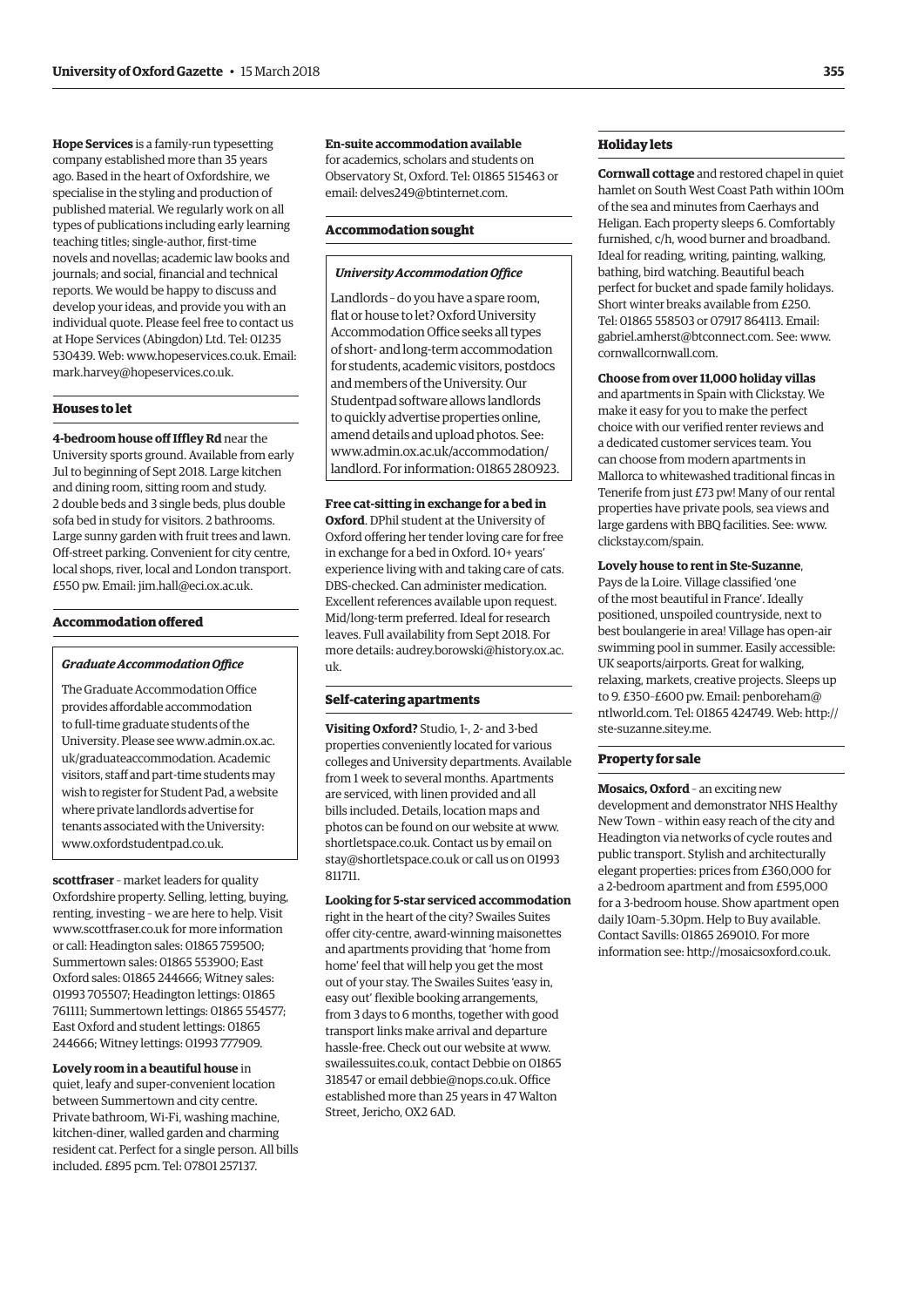**Hope Services** is a family-run typesetting company established more than 35 years ago. Based in the heart of Oxfordshire, we specialise in the styling and production of published material. We regularly work on all types of publications including early learning teaching titles; single-author, first-time novels and novellas; academic law books and journals; and social, financial and technical reports. We would be happy to discuss and develop your ideas, and provide you with an individual quote. Please feel free to contact us at Hope Services (Abingdon) Ltd. Tel: 01235 530439. Web: www.hopeservices.co.uk. Email: mark.harvey@hopeservices.co.uk.

### Houses to let

**4-bedroom house off Iffley Rd** near the University sports ground. Available from early Jul to beginning of Sept 2018. Large kitchen and dining room, sitting room and study. 2 double beds and 3 single beds, plus double sofa bed in study for visitors. 2 bathrooms. Large sunny garden with fruit trees and lawn. Off-street parking. Convenient for city centre, local shops, river, local and London transport. £550 pw. Email: jim.hall@eci.ox.ac.uk.

### Accommodation offered

***Graduate Accommodation Office***

The Graduate Accommodation Office provides affordable accommodation to full-time graduate students of the University. Please see www.admin.ox.ac.uk/graduateaccommodation. Academic visitors, staff and part-time students may wish to register for Student Pad, a website where private landlords advertise for tenants associated with the University: www.oxfordstudentpad.co.uk.

**scottfraser** – market leaders for quality Oxfordshire property. Selling, letting, buying, renting, investing – we are here to help. Visit www.scottfraser.co.uk for more information or call: Headington sales: 01865 759500; Summertown sales: 01865 553900; East Oxford sales: 01865 244666; Witney sales: 01993 705507; Headington lettings: 01865 761111; Summertown lettings: 01865 554577; East Oxford and student lettings: 01865 244666; Witney lettings: 01993 777909.

**Lovely room in a beautiful house** in quiet, leafy and super-convenient location between Summertown and city centre. Private bathroom, Wi-Fi, washing machine, kitchen-diner, walled garden and charming resident cat. Perfect for a single person. All bills included. £895 pcm. Tel: 07801 257137.

**En-suite accommodation available** for academics, scholars and students on Observatory St, Oxford. Tel: 01865 515463 or email: delves249@btinternet.com.

### Accommodation sought

***University Accommodation Office***

Landlords – do you have a spare room, flat or house to let? Oxford University Accommodation Office seeks all types of short- and long-term accommodation for students, academic visitors, postdocs and members of the University. Our Studentpad software allows landlords to quickly advertise properties online, amend details and upload photos. See: www.admin.ox.ac.uk/accommodation/landlord. For information: 01865 280923.

**Free cat-sitting in exchange for a bed in Oxford**. DPhil student at the University of Oxford offering her tender loving care for free in exchange for a bed in Oxford. 10+ years' experience living with and taking care of cats. DBS-checked. Can administer medication. Excellent references available upon request. Mid/long-term preferred. Ideal for research leaves. Full availability from Sept 2018. For more details: audrey.borowski@history.ox.ac.uk.

### Self-catering apartments

**Visiting Oxford?** Studio, 1-, 2- and 3-bed properties conveniently located for various colleges and University departments. Available from 1 week to several months. Apartments are serviced, with linen provided and all bills included. Details, location maps and photos can be found on our website at www.shortletspace.co.uk. Contact us by email on stay@shortletspace.co.uk or call us on 01993 811711.

**Looking for 5-star serviced accommodation** right in the heart of the city? Swailes Suites offer city-centre, award-winning maisonettes and apartments providing that 'home from home' feel that will help you get the most out of your stay. The Swailes Suites 'easy in, easy out' flexible booking arrangements, from 3 days to 6 months, together with good transport links make arrival and departure hassle-free. Check out our website at www.swailessuites.co.uk, contact Debbie on 01865 318547 or email debbie@nops.co.uk. Office established more than 25 years in 47 Walton Street, Jericho, OX2 6AD.

### Holiday lets

**Cornwall cottage** and restored chapel in quiet hamlet on South West Coast Path within 100m of the sea and minutes from Caerhays and Heligan. Each property sleeps 6. Comfortably furnished, c/h, wood burner and broadband. Ideal for reading, writing, painting, walking, bathing, bird watching. Beautiful beach perfect for bucket and spade family holidays. Short winter breaks available from £250. Tel: 01865 558503 or 07917 864113. Email: gabriel.amherst@btconnect.com. See: www.cornwallcornwall.com.

**Choose from over 11,000 holiday villas** and apartments in Spain with Clickstay. We make it easy for you to make the perfect choice with our verified renter reviews and a dedicated customer services team. You can choose from modern apartments in Mallorca to whitewashed traditional fincas in Tenerife from just £73 pw! Many of our rental properties have private pools, sea views and large gardens with BBQ facilities. See: www.clickstay.com/spain.

**Lovely house to rent in Ste-Suzanne**, Pays de la Loire. Village classified 'one of the most beautiful in France'. Ideally positioned, unspoiled countryside, next to best boulangerie in area! Village has open-air swimming pool in summer. Easily accessible: UK seaports/airports. Great for walking, relaxing, markets, creative projects. Sleeps up to 9. £350–£600 pw. Email: penboreham@ntlworld.com. Tel: 01865 424749. Web: http://ste-suzanne.sitey.me.

### Property for sale

**Mosaics, Oxford** – an exciting new development and demonstrator NHS Healthy New Town – within easy reach of the city and Headington via networks of cycle routes and public transport. Stylish and architecturally elegant properties: prices from £360,000 for a 2-bedroom apartment and from £595,000 for a 3-bedroom house. Show apartment open daily 10am–5.30pm. Help to Buy available. Contact Savills: 01865 269010. For more information see: http://mosaicsoxford.co.uk.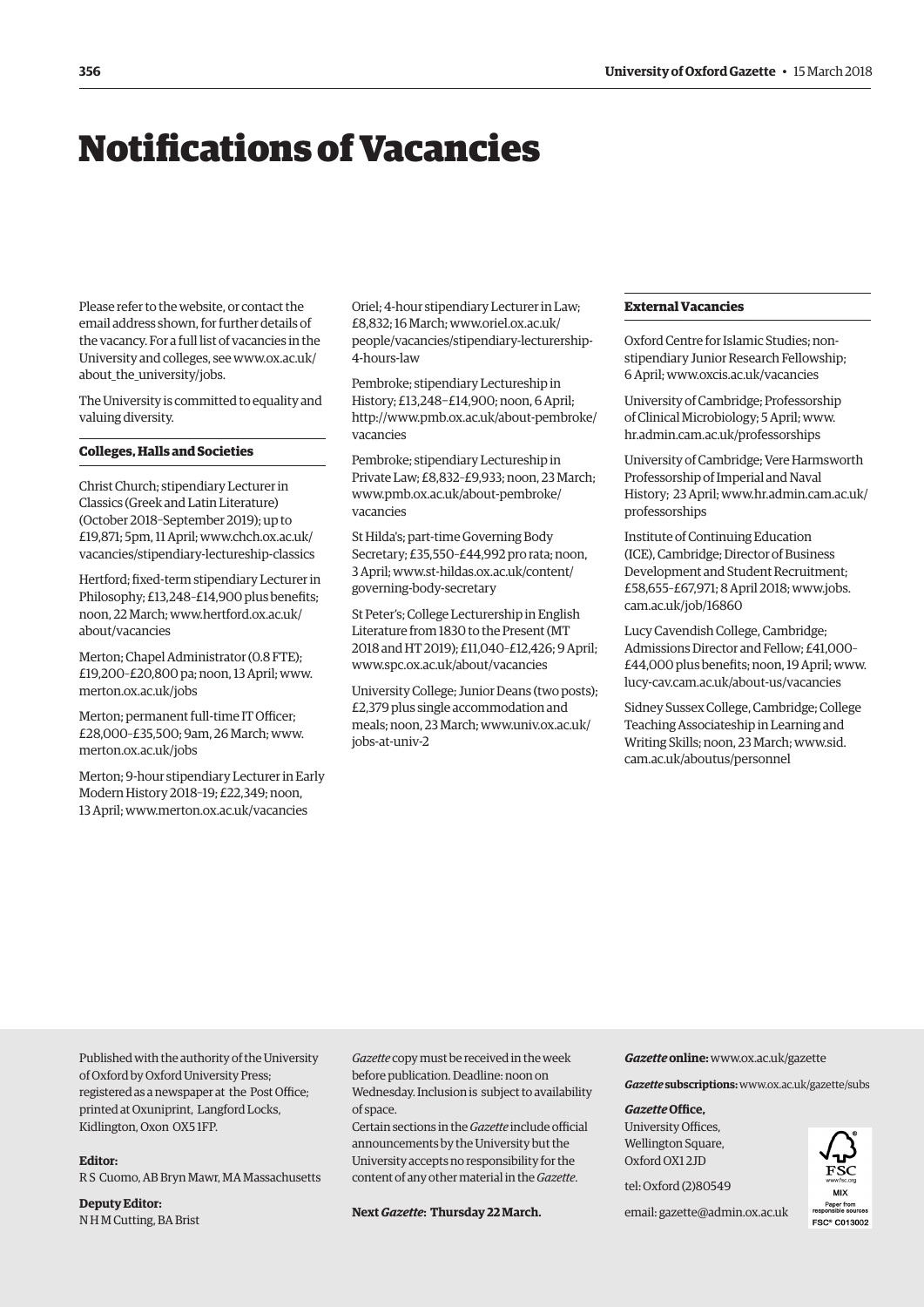# Notifications of Vacancies

Please refer to the website, or contact the email address shown, for further details of the vacancy. For a full list of vacancies in the University and colleges, see www.ox.ac.uk/about_the_university/jobs.

The University is committed to equality and valuing diversity.

### Colleges, Halls and Societies

Christ Church; stipendiary Lecturer in Classics (Greek and Latin Literature) (October 2018–September 2019); up to £19,871; 5pm, 11 April; www.chch.ox.ac.uk/vacancies/stipendiary-lectureship-classics

Hertford; fixed-term stipendiary Lecturer in Philosophy; £13,248–£14,900 plus benefits; noon, 22 March; www.hertford.ox.ac.uk/about/vacancies

Merton; Chapel Administrator (0.8 FTE); £19,200–£20,800 pa; noon, 13 April; www.merton.ox.ac.uk/jobs

Merton; permanent full-time IT Officer; £28,000–£35,500; 9am, 26 March; www.merton.ox.ac.uk/jobs

Merton; 9-hour stipendiary Lecturer in Early Modern History 2018–19; £22,349; noon, 13 April; www.merton.ox.ac.uk/vacancies

Oriel; 4-hour stipendiary Lecturer in Law; £8,832; 16 March; www.oriel.ox.ac.uk/people/vacancies/stipendiary-lecturership-4-hours-law

Pembroke; stipendiary Lectureship in History; £13,248–£14,900; noon, 6 April; http://www.pmb.ox.ac.uk/about-pembroke/vacancies

Pembroke; stipendiary Lectureship in Private Law; £8,832–£9,933; noon, 23 March; www.pmb.ox.ac.uk/about-pembroke/vacancies

St Hilda's; part-time Governing Body Secretary; £35,550–£44,992 pro rata; noon, 3 April; www.st-hildas.ox.ac.uk/content/governing-body-secretary

St Peter's; College Lecturership in English Literature from 1830 to the Present (MT 2018 and HT 2019); £11,040–£12,426; 9 April; www.spc.ox.ac.uk/about/vacancies

University College; Junior Deans (two posts); £2,379 plus single accommodation and meals; noon, 23 March; www.univ.ox.ac.uk/jobs-at-univ-2

### External Vacancies

Oxford Centre for Islamic Studies; non-stipendiary Junior Research Fellowship; 6 April; www.oxcis.ac.uk/vacancies

University of Cambridge; Professorship of Clinical Microbiology; 5 April; www.hr.admin.cam.ac.uk/professorships

University of Cambridge; Vere Harmsworth Professorship of Imperial and Naval History; 23 April; www.hr.admin.cam.ac.uk/professorships

Institute of Continuing Education (ICE), Cambridge; Director of Business Development and Student Recruitment; £58,655–£67,971; 8 April 2018; www.jobs.cam.ac.uk/job/16860

Lucy Cavendish College, Cambridge; Admissions Director and Fellow; £41,000–£44,000 plus benefits; noon, 19 April; www.lucy-cav.cam.ac.uk/about-us/vacancies

Sidney Sussex College, Cambridge; College Teaching Associateship in Learning and Writing Skills; noon, 23 March; www.sid.cam.ac.uk/aboutus/personnel

---

Published with the authority of the University of Oxford by Oxford University Press; registered as a newspaper at the Post Office; printed at Oxuniprint, Langford Locks, Kidlington, Oxon OX5 1FP.

**Editor:**
R S Cuomo, AB Bryn Mawr, MA Massachusetts

**Deputy Editor:**
N H M Cutting, BA Brist

*Gazette* copy must be received in the week before publication. Deadline: noon on Wednesday. Inclusion is subject to availability of space.
Certain sections in the *Gazette* include official announcements by the University but the University accepts no responsibility for the content of any other material in the *Gazette*.

**Next *Gazette*: Thursday 22 March.**

***Gazette* online:** www.ox.ac.uk/gazette

***Gazette* subscriptions:** www.ox.ac.uk/gazette/subs

***Gazette* Office,**
University Offices,
Wellington Square,
Oxford OX1 2JD

tel: Oxford (2)80549

email: gazette@admin.ox.ac.uk

FSC www.fsc.org MIX Paper from responsible sources FSC® C013002